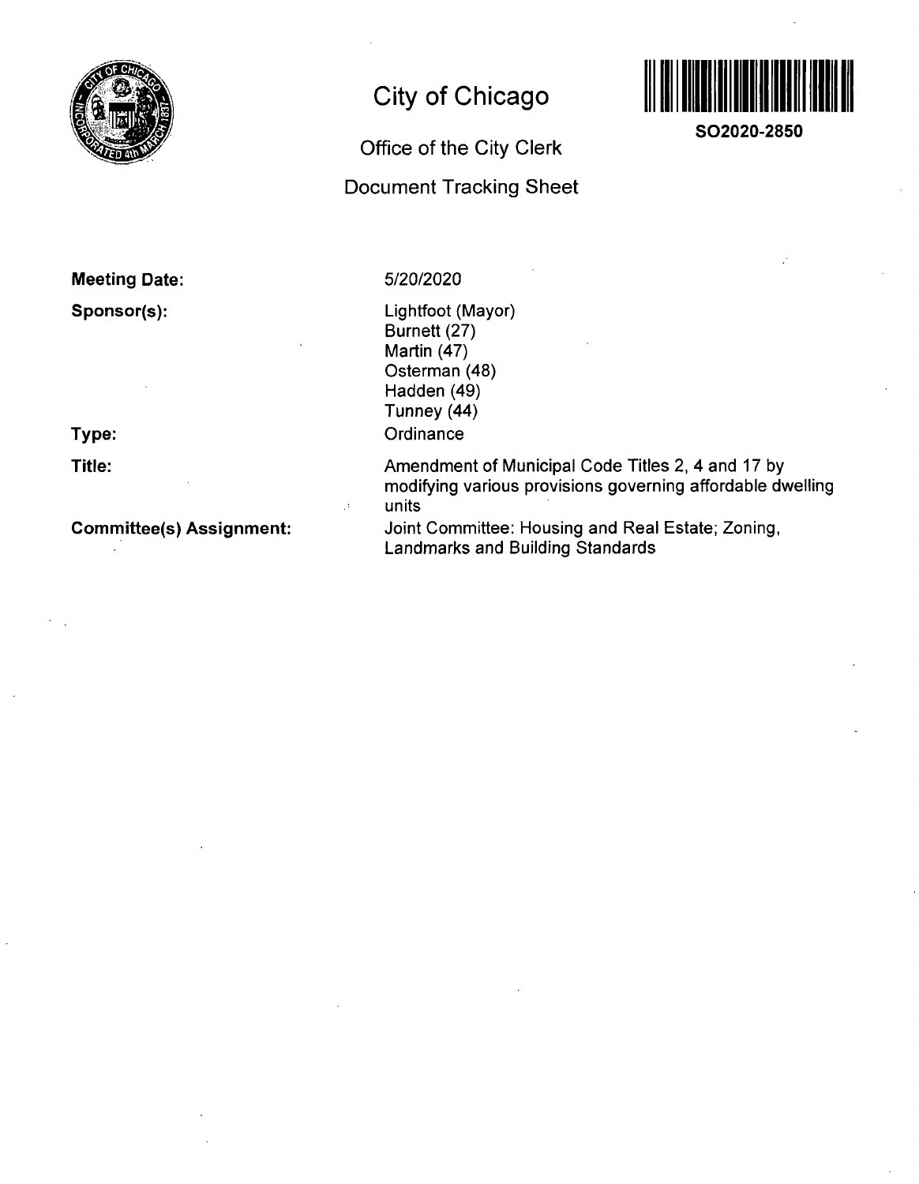# City of Chicago

## Office of the City Clerk

## Document Tracking Sheet

**SO2020-2850**

**Meeting Date:** 5/20/2020

**Sponsor(s):**
Lightfoot (Mayor)
Burnett (27)
Martin (47)
Osterman (48)
Hadden (49)
Tunney (44)

**Type:** Ordinance

**Title:** Amendment of Municipal Code Titles 2, 4 and 17 by modifying various provisions governing affordable dwelling units

**Committee(s) Assignment:** Joint Committee: Housing and Real Estate; Zoning, Landmarks and Building Standards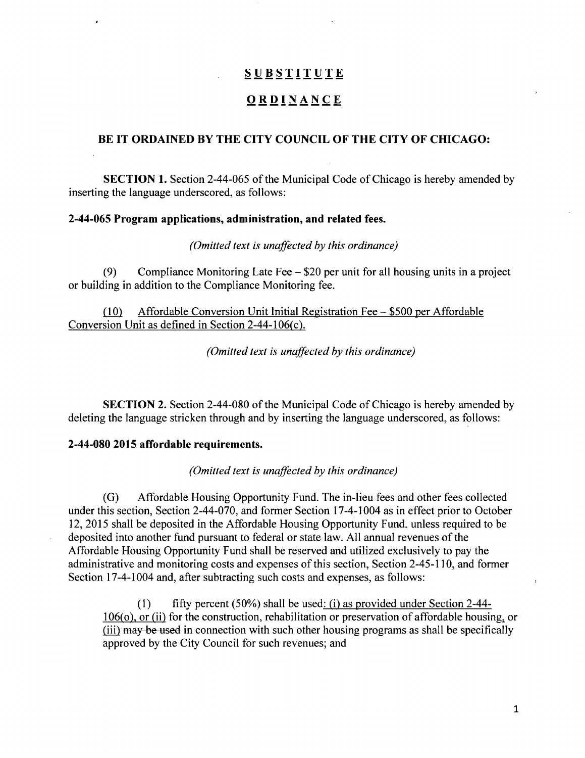# <u>SUBSTITUTE</u>

# <u>ORDINANCE</u>

## BE IT ORDAINED BY THE CITY COUNCIL OF THE CITY OF CHICAGO:

**SECTION 1.** Section 2-44-065 of the Municipal Code of Chicago is hereby amended by inserting the language underscored, as follows:

**2-44-065 Program applications, administration, and related fees.**

*(Omitted text is unaffected by this ordinance)*

(9) Compliance Monitoring Late Fee – $20 per unit for all housing units in a project or building in addition to the Compliance Monitoring fee.

<u>(10) Affordable Conversion Unit Initial Registration Fee – $500 per Affordable Conversion Unit as defined in Section 2-44-106(c).</u>

*(Omitted text is unaffected by this ordinance)*

**SECTION 2.** Section 2-44-080 of the Municipal Code of Chicago is hereby amended by deleting the language stricken through and by inserting the language underscored, as follows:

**2-44-080 2015 affordable requirements.**

*(Omitted text is unaffected by this ordinance)*

(G) Affordable Housing Opportunity Fund. The in-lieu fees and other fees collected under this section, Section 2-44-070, and former Section 17-4-1004 as in effect prior to October 12, 2015 shall be deposited in the Affordable Housing Opportunity Fund, unless required to be deposited into another fund pursuant to federal or state law. All annual revenues of the Affordable Housing Opportunity Fund shall be reserved and utilized exclusively to pay the administrative and monitoring costs and expenses of this section, Section 2-45-110, and former Section 17-4-1004 and, after subtracting such costs and expenses, as follows:

(1) fifty percent (50%) shall be used<u>: (i) as provided under Section 2-44-106(o), or (ii)</u> for the construction, rehabilitation or preservation of affordable housing<u>,</u> or <u>(iii)</u> ~~may be used~~ in connection with such other housing programs as shall be specifically approved by the City Council for such revenues; and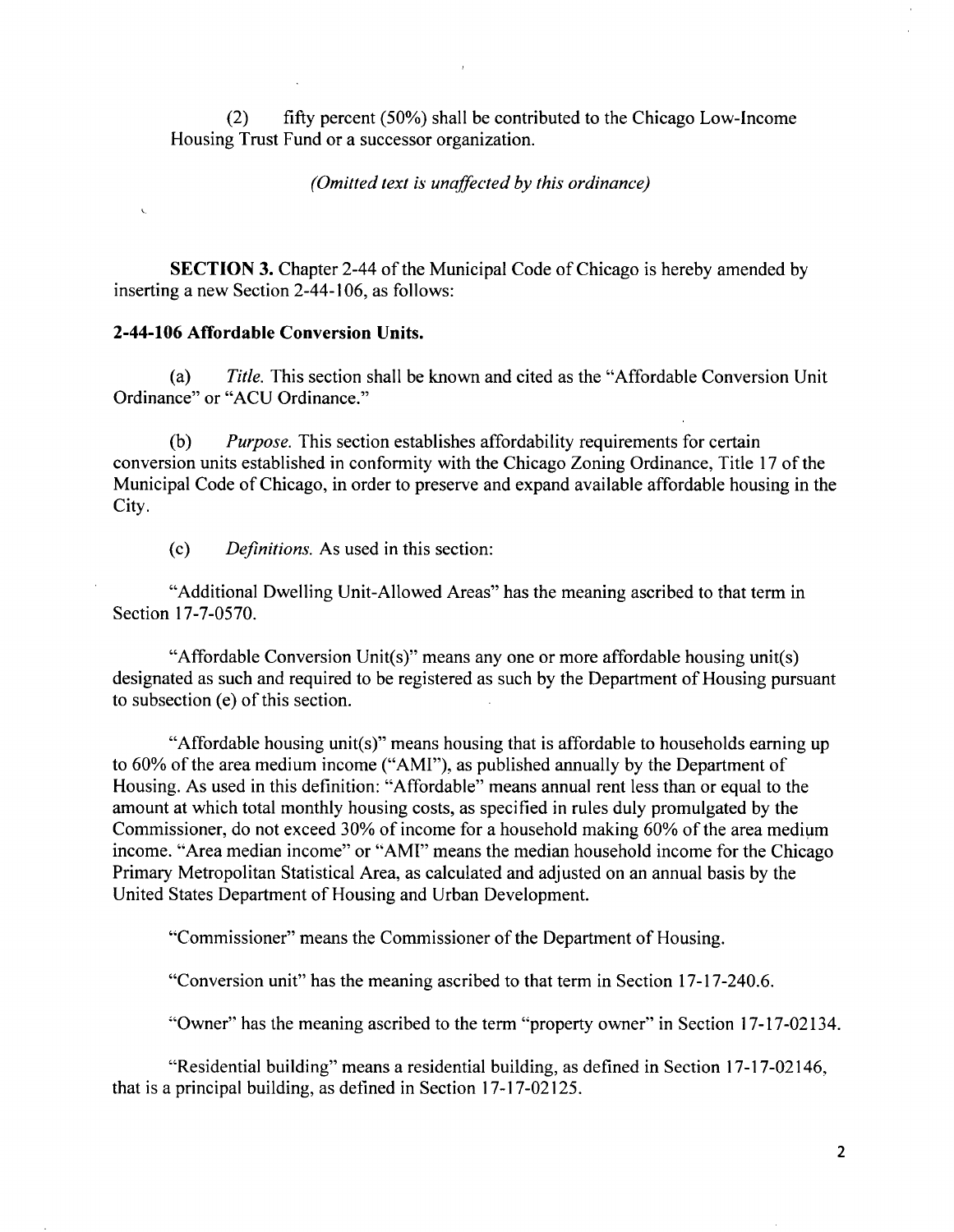(2) fifty percent (50%) shall be contributed to the Chicago Low-Income Housing Trust Fund or a successor organization.

*(Omitted text is unaffected by this ordinance)*

**SECTION 3.** Chapter 2-44 of the Municipal Code of Chicago is hereby amended by inserting a new Section 2-44-106, as follows:

**2-44-106 Affordable Conversion Units.**

(a) *Title.* This section shall be known and cited as the "Affordable Conversion Unit Ordinance" or "ACU Ordinance."

(b) *Purpose.* This section establishes affordability requirements for certain conversion units established in conformity with the Chicago Zoning Ordinance, Title 17 of the Municipal Code of Chicago, in order to preserve and expand available affordable housing in the City.

(c) *Definitions.* As used in this section:

"Additional Dwelling Unit-Allowed Areas" has the meaning ascribed to that term in Section 17-7-0570.

"Affordable Conversion Unit(s)" means any one or more affordable housing unit(s) designated as such and required to be registered as such by the Department of Housing pursuant to subsection (e) of this section.

"Affordable housing unit(s)" means housing that is affordable to households earning up to 60% of the area medium income ("AMI"), as published annually by the Department of Housing. As used in this definition: "Affordable" means annual rent less than or equal to the amount at which total monthly housing costs, as specified in rules duly promulgated by the Commissioner, do not exceed 30% of income for a household making 60% of the area medium income. "Area median income" or "AMI" means the median household income for the Chicago Primary Metropolitan Statistical Area, as calculated and adjusted on an annual basis by the United States Department of Housing and Urban Development.

"Commissioner" means the Commissioner of the Department of Housing.

"Conversion unit" has the meaning ascribed to that term in Section 17-17-240.6.

"Owner" has the meaning ascribed to the term "property owner" in Section 17-17-02134.

"Residential building" means a residential building, as defined in Section 17-17-02146, that is a principal building, as defined in Section 17-17-02125.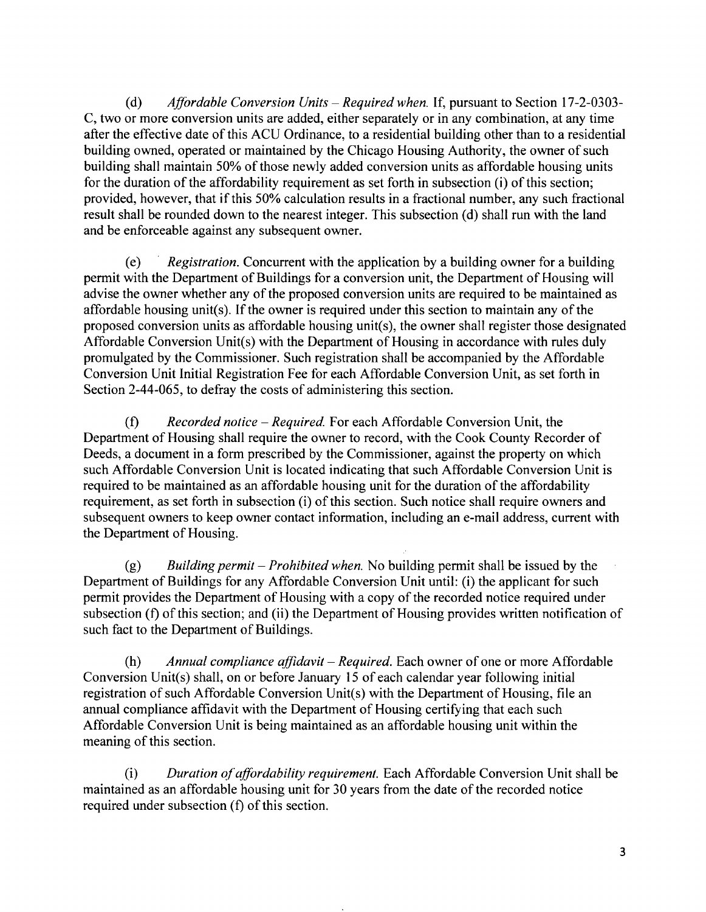(d) *Affordable Conversion Units – Required when.* If, pursuant to Section 17-2-0303-C, two or more conversion units are added, either separately or in any combination, at any time after the effective date of this ACU Ordinance, to a residential building other than to a residential building owned, operated or maintained by the Chicago Housing Authority, the owner of such building shall maintain 50% of those newly added conversion units as affordable housing units for the duration of the affordability requirement as set forth in subsection (i) of this section; provided, however, that if this 50% calculation results in a fractional number, any such fractional result shall be rounded down to the nearest integer. This subsection (d) shall run with the land and be enforceable against any subsequent owner.

(e) *Registration.* Concurrent with the application by a building owner for a building permit with the Department of Buildings for a conversion unit, the Department of Housing will advise the owner whether any of the proposed conversion units are required to be maintained as affordable housing unit(s). If the owner is required under this section to maintain any of the proposed conversion units as affordable housing unit(s), the owner shall register those designated Affordable Conversion Unit(s) with the Department of Housing in accordance with rules duly promulgated by the Commissioner. Such registration shall be accompanied by the Affordable Conversion Unit Initial Registration Fee for each Affordable Conversion Unit, as set forth in Section 2-44-065, to defray the costs of administering this section.

(f) *Recorded notice – Required.* For each Affordable Conversion Unit, the Department of Housing shall require the owner to record, with the Cook County Recorder of Deeds, a document in a form prescribed by the Commissioner, against the property on which such Affordable Conversion Unit is located indicating that such Affordable Conversion Unit is required to be maintained as an affordable housing unit for the duration of the affordability requirement, as set forth in subsection (i) of this section. Such notice shall require owners and subsequent owners to keep owner contact information, including an e-mail address, current with the Department of Housing.

(g) *Building permit – Prohibited when.* No building permit shall be issued by the Department of Buildings for any Affordable Conversion Unit until: (i) the applicant for such permit provides the Department of Housing with a copy of the recorded notice required under subsection (f) of this section; and (ii) the Department of Housing provides written notification of such fact to the Department of Buildings.

(h) *Annual compliance affidavit – Required.* Each owner of one or more Affordable Conversion Unit(s) shall, on or before January 15 of each calendar year following initial registration of such Affordable Conversion Unit(s) with the Department of Housing, file an annual compliance affidavit with the Department of Housing certifying that each such Affordable Conversion Unit is being maintained as an affordable housing unit within the meaning of this section.

(i) *Duration of affordability requirement.* Each Affordable Conversion Unit shall be maintained as an affordable housing unit for 30 years from the date of the recorded notice required under subsection (f) of this section.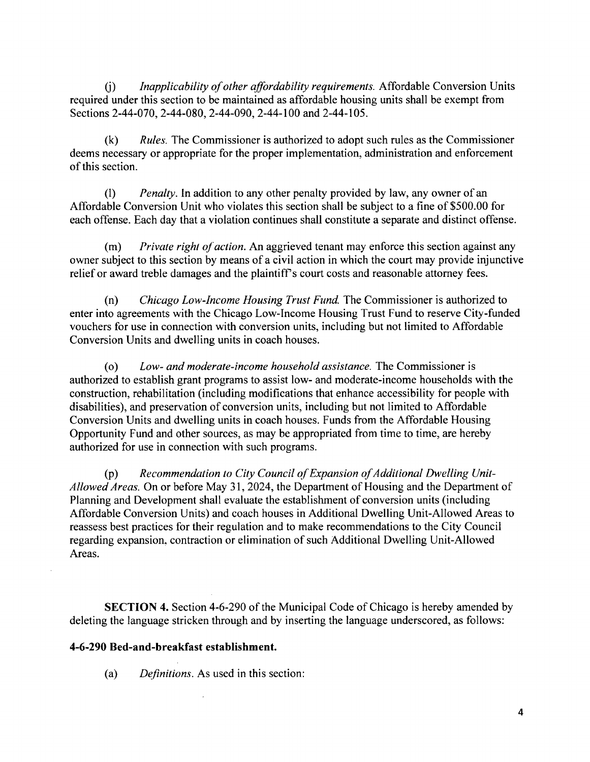(j) *Inapplicability of other affordability requirements.* Affordable Conversion Units required under this section to be maintained as affordable housing units shall be exempt from Sections 2-44-070, 2-44-080, 2-44-090, 2-44-100 and 2-44-105.

(k) *Rules.* The Commissioner is authorized to adopt such rules as the Commissioner deems necessary or appropriate for the proper implementation, administration and enforcement of this section.

(l) *Penalty.* In addition to any other penalty provided by law, any owner of an Affordable Conversion Unit who violates this section shall be subject to a fine of $500.00 for each offense. Each day that a violation continues shall constitute a separate and distinct offense.

(m) *Private right of action.* An aggrieved tenant may enforce this section against any owner subject to this section by means of a civil action in which the court may provide injunctive relief or award treble damages and the plaintiff's court costs and reasonable attorney fees.

(n) *Chicago Low-Income Housing Trust Fund.* The Commissioner is authorized to enter into agreements with the Chicago Low-Income Housing Trust Fund to reserve City-funded vouchers for use in connection with conversion units, including but not limited to Affordable Conversion Units and dwelling units in coach houses.

(o) *Low- and moderate-income household assistance.* The Commissioner is authorized to establish grant programs to assist low- and moderate-income households with the construction, rehabilitation (including modifications that enhance accessibility for people with disabilities), and preservation of conversion units, including but not limited to Affordable Conversion Units and dwelling units in coach houses. Funds from the Affordable Housing Opportunity Fund and other sources, as may be appropriated from time to time, are hereby authorized for use in connection with such programs.

(p) *Recommendation to City Council of Expansion of Additional Dwelling Unit-Allowed Areas.* On or before May 31, 2024, the Department of Housing and the Department of Planning and Development shall evaluate the establishment of conversion units (including Affordable Conversion Units) and coach houses in Additional Dwelling Unit-Allowed Areas to reassess best practices for their regulation and to make recommendations to the City Council regarding expansion, contraction or elimination of such Additional Dwelling Unit-Allowed Areas.

**SECTION 4.** Section 4-6-290 of the Municipal Code of Chicago is hereby amended by deleting the language stricken through and by inserting the language underscored, as follows:

**4-6-290 Bed-and-breakfast establishment.**

(a) *Definitions.* As used in this section: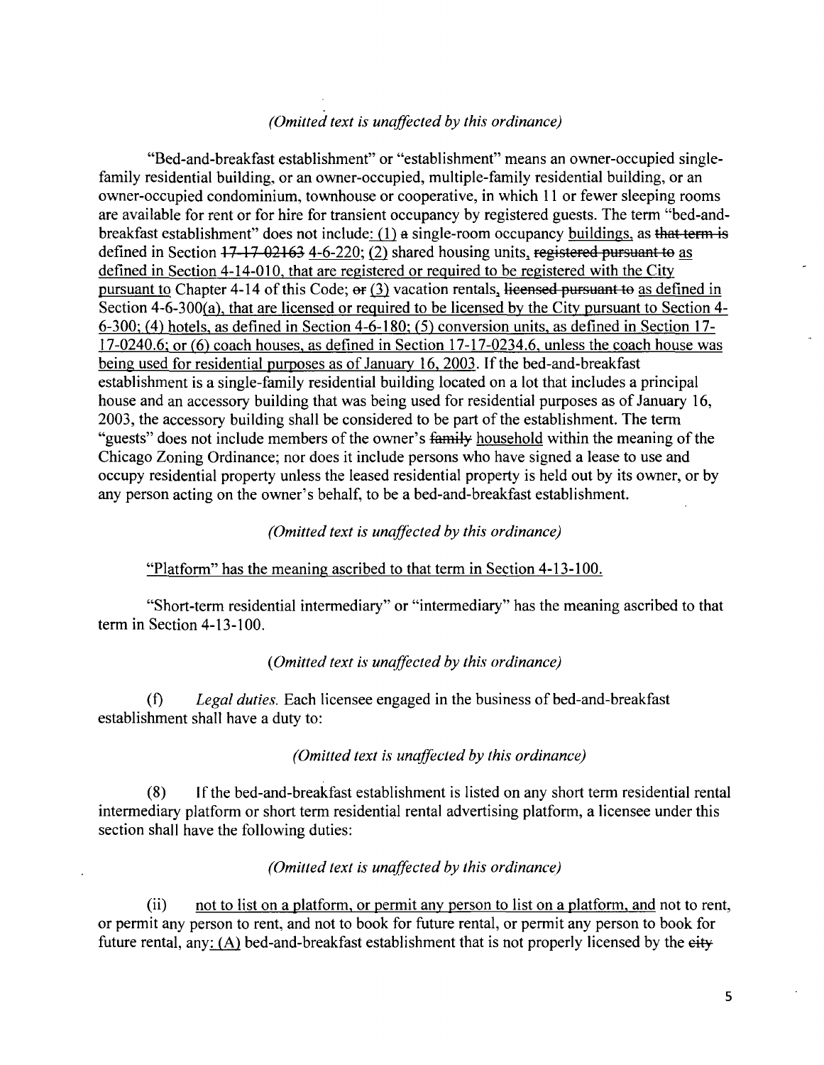*(Omitted text is unaffected by this ordinance)*

"Bed-and-breakfast establishment" or "establishment" means an owner-occupied single-family residential building, or an owner-occupied, multiple-family residential building, or an owner-occupied condominium, townhouse or cooperative, in which 11 or fewer sleeping rooms are available for rent or for hire for transient occupancy by registered guests. The term "bed-and-breakfast establishment" does not include: (1) ~~a~~ single-room occupancy buildings, as ~~that term is~~ defined in Section ~~17-17-02163~~ 4-6-220; (2) shared housing units, ~~registered pursuant to~~ as defined in Section 4-14-010, that are registered or required to be registered with the City pursuant to Chapter 4-14 of this Code; ~~or~~ (3) vacation rentals, ~~licensed pursuant to~~ as defined in Section 4-6-300(a), that are licensed or required to be licensed by the City pursuant to Section 4-6-300; (4) hotels, as defined in Section 4-6-180; (5) conversion units, as defined in Section 17-17-0240.6; or (6) coach houses, as defined in Section 17-17-0234.6, unless the coach house was being used for residential purposes as of January 16, 2003. If the bed-and-breakfast establishment is a single-family residential building located on a lot that includes a principal house and an accessory building that was being used for residential purposes as of January 16, 2003, the accessory building shall be considered to be part of the establishment. The term "guests" does not include members of the owner's ~~family~~ household within the meaning of the Chicago Zoning Ordinance; nor does it include persons who have signed a lease to use and occupy residential property unless the leased residential property is held out by its owner, or by any person acting on the owner's behalf, to be a bed-and-breakfast establishment.

*(Omitted text is unaffected by this ordinance)*

"Platform" has the meaning ascribed to that term in Section 4-13-100.

"Short-term residential intermediary" or "intermediary" has the meaning ascribed to that term in Section 4-13-100.

*(Omitted text is unaffected by this ordinance)*

(f) *Legal duties.* Each licensee engaged in the business of bed-and-breakfast establishment shall have a duty to:

*(Omitted text is unaffected by this ordinance)*

(8) If the bed-and-breakfast establishment is listed on any short term residential rental intermediary platform or short term residential rental advertising platform, a licensee under this section shall have the following duties:

*(Omitted text is unaffected by this ordinance)*

(ii) not to list on a platform, or permit any person to list on a platform, and not to rent, or permit any person to rent, and not to book for future rental, or permit any person to book for future rental, any: (A) bed-and-breakfast establishment that is not properly licensed by the ~~city~~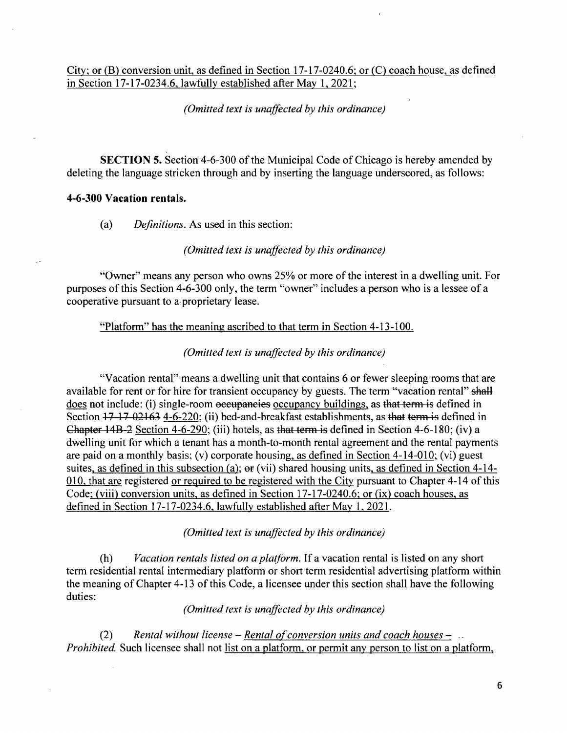City; or (B) conversion unit, as defined in Section 17-17-0240.6; or (C) coach house, as defined in Section 17-17-0234.6, lawfully established after May 1, 2021;

*(Omitted text is unaffected by this ordinance)*

**SECTION 5.** Section 4-6-300 of the Municipal Code of Chicago is hereby amended by deleting the language stricken through and by inserting the language underscored, as follows:

**4-6-300 Vacation rentals.**

(a) *Definitions.* As used in this section:

*(Omitted text is unaffected by this ordinance)*

"Owner" means any person who owns 25% or more of the interest in a dwelling unit. For purposes of this Section 4-6-300 only, the term "owner" includes a person who is a lessee of a cooperative pursuant to a proprietary lease.

<u>"Platform" has the meaning ascribed to that term in Section 4-13-100.</u>

*(Omitted text is unaffected by this ordinance)*

"Vacation rental" means a dwelling unit that contains 6 or fewer sleeping rooms that are available for rent or for hire for transient occupancy by guests. The term "vacation rental" ~~shall~~ <u>does</u> not include: (i) single-room ~~occupancies~~ <u>occupancy buildings</u>, as ~~that term is~~ defined in Section ~~17-17-02163~~ <u>4-6-220</u>; (ii) bed-and-breakfast establishments, as ~~that term is~~ defined in ~~Chapter 14B-2~~ <u>Section 4-6-290</u>; (iii) hotels, as ~~that term is~~ defined in Section 4-6-180; (iv) a dwelling unit for which a tenant has a month-to-month rental agreement and the rental payments are paid on a monthly basis; (v) corporate housing<u>, as defined in Section 4-14-010</u>; (vi) guest suites<u>, as defined in this subsection (a)</u>; ~~or~~ (vii) shared housing units<u>, as defined in Section 4-14-010, that are</u> registered <u>or required to be registered with the City</u> pursuant to Chapter 4-14 of this Code<u>; (viii) conversion units, as defined in Section 17-17-0240.6; or (ix) coach houses, as defined in Section 17-17-0234.6, lawfully established after May 1, 2021</u>.

*(Omitted text is unaffected by this ordinance)*

(h) *Vacation rentals listed on a platform.* If a vacation rental is listed on any short term residential rental intermediary platform or short term residential advertising platform within the meaning of Chapter 4-13 of this Code, a licensee under this section shall have the following duties:

*(Omitted text is unaffected by this ordinance)*

(2) *Rental without license – <u>Rental of conversion units and coach houses –</u> Prohibited.* Such licensee shall not <u>list on a platform, or permit any person to list on a platform,</u>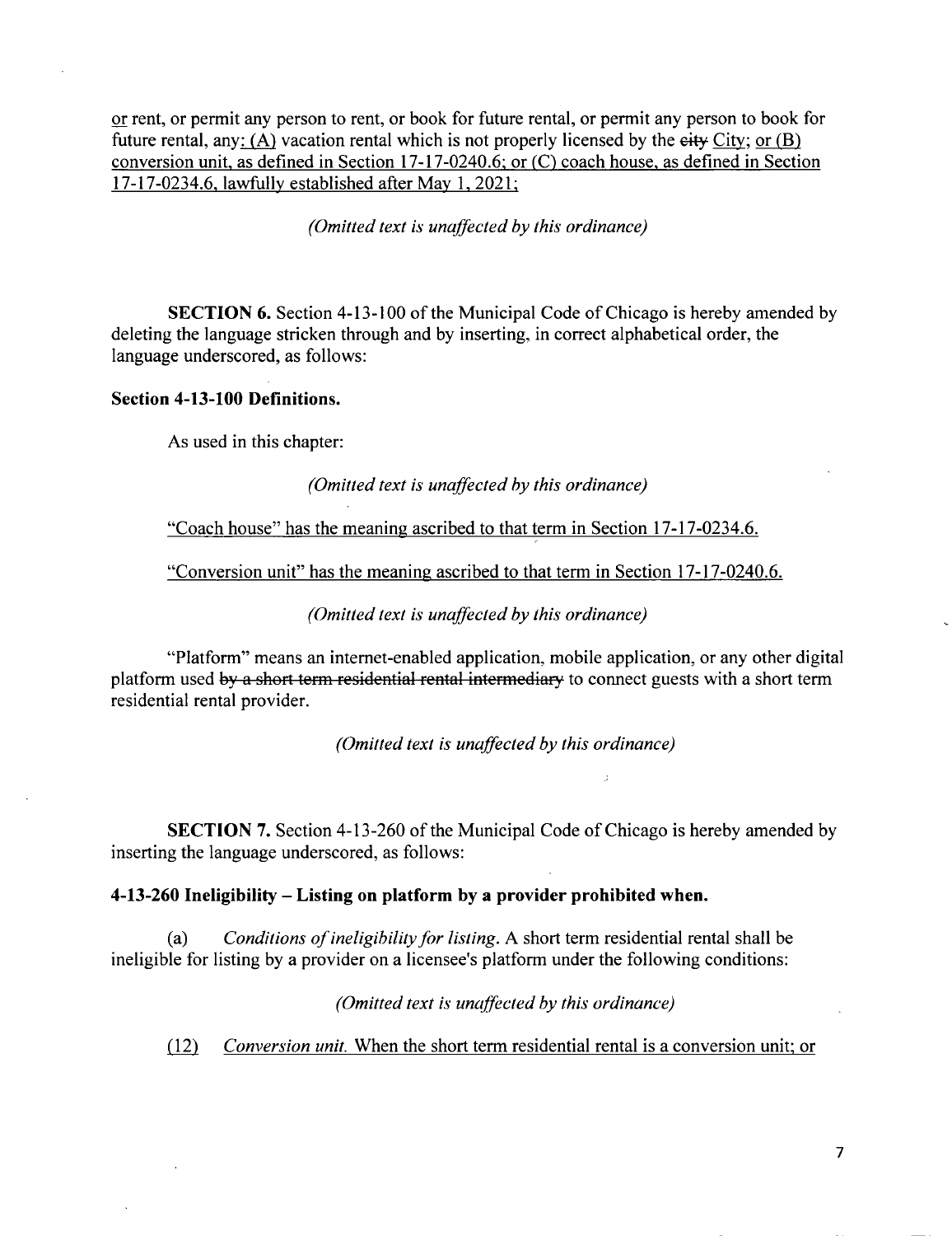or rent, or permit any person to rent, or book for future rental, or permit any person to book for future rental, any: (A) vacation rental which is not properly licensed by the ~~city~~ City; or (B) conversion unit, as defined in Section 17-17-0240.6; or (C) coach house, as defined in Section 17-17-0234.6, lawfully established after May 1, 2021;

*(Omitted text is unaffected by this ordinance)*

**SECTION 6.** Section 4-13-100 of the Municipal Code of Chicago is hereby amended by deleting the language stricken through and by inserting, in correct alphabetical order, the language underscored, as follows:

**Section 4-13-100 Definitions.**

As used in this chapter:

*(Omitted text is unaffected by this ordinance)*

"Coach house" has the meaning ascribed to that term in Section 17-17-0234.6.

"Conversion unit" has the meaning ascribed to that term in Section 17-17-0240.6.

*(Omitted text is unaffected by this ordinance)*

"Platform" means an internet-enabled application, mobile application, or any other digital platform used ~~by a short term residential rental intermediary~~ to connect guests with a short term residential rental provider.

*(Omitted text is unaffected by this ordinance)*

**SECTION 7.** Section 4-13-260 of the Municipal Code of Chicago is hereby amended by inserting the language underscored, as follows:

**4-13-260 Ineligibility – Listing on platform by a provider prohibited when.**

(a) *Conditions of ineligibility for listing.* A short term residential rental shall be ineligible for listing by a provider on a licensee's platform under the following conditions:

*(Omitted text is unaffected by this ordinance)*

(12) *Conversion unit.* When the short term residential rental is a conversion unit; or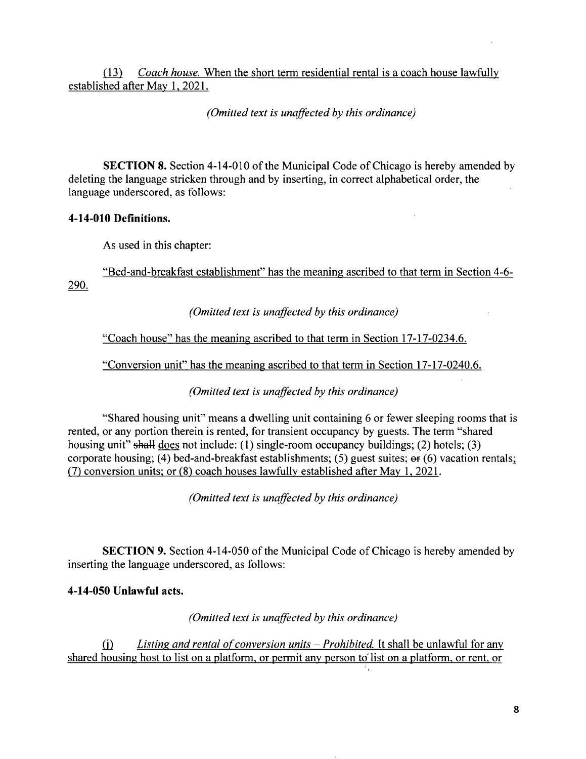<u>(13) *Coach house.* When the short term residential rental is a coach house lawfully established after May 1, 2021.</u>

*(Omitted text is unaffected by this ordinance)*

**SECTION 8.** Section 4-14-010 of the Municipal Code of Chicago is hereby amended by deleting the language stricken through and by inserting, in correct alphabetical order, the language underscored, as follows:

**4-14-010 Definitions.**

As used in this chapter:

<u>"Bed-and-breakfast establishment" has the meaning ascribed to that term in Section 4-6-290.</u>

*(Omitted text is unaffected by this ordinance)*

<u>"Coach house" has the meaning ascribed to that term in Section 17-17-0234.6.</u>

<u>"Conversion unit" has the meaning ascribed to that term in Section 17-17-0240.6.</u>

*(Omitted text is unaffected by this ordinance)*

"Shared housing unit" means a dwelling unit containing 6 or fewer sleeping rooms that is rented, or any portion therein is rented, for transient occupancy by guests. The term "shared housing unit" ~~shall~~ <u>does</u> not include: (1) single-room occupancy buildings; (2) hotels; (3) corporate housing; (4) bed-and-breakfast establishments; (5) guest suites; ~~or~~ (6) vacation rentals<u>; (7) conversion units; or (8) coach houses lawfully established after May 1, 2021</u>.

*(Omitted text is unaffected by this ordinance)*

**SECTION 9.** Section 4-14-050 of the Municipal Code of Chicago is hereby amended by inserting the language underscored, as follows:

**4-14-050 Unlawful acts.**

*(Omitted text is unaffected by this ordinance)*

<u>(j) *Listing and rental of conversion units – Prohibited.* It shall be unlawful for any shared housing host to list on a platform, or permit any person to list on a platform, or rent, or</u>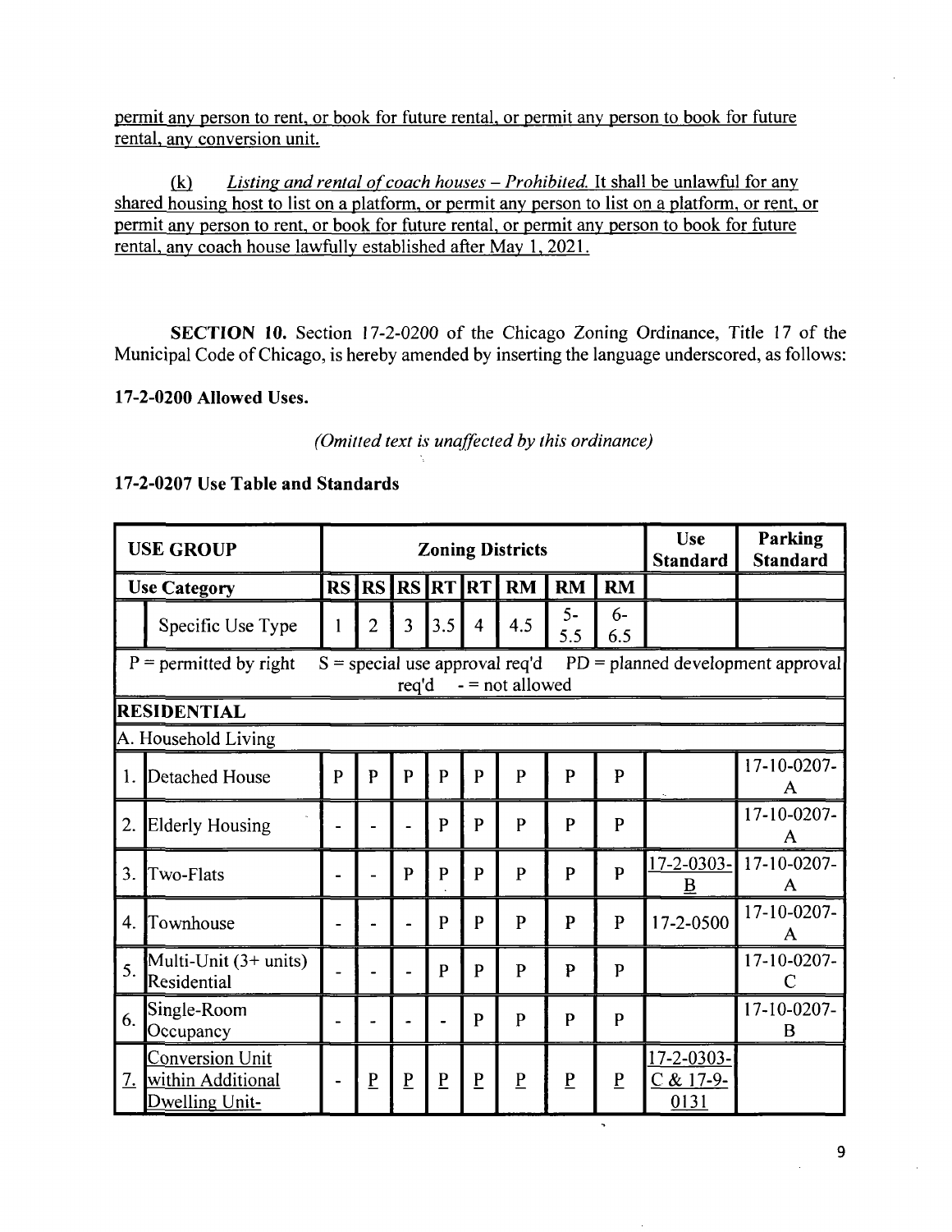permit any person to rent, or book for future rental, or permit any person to book for future rental, any conversion unit.

(k) *Listing and rental of coach houses – Prohibited.* It shall be unlawful for any shared housing host to list on a platform, or permit any person to list on a platform, or rent, or permit any person to rent, or book for future rental, or permit any person to book for future rental, any coach house lawfully established after May 1, 2021.

**SECTION 10.** Section 17-2-0200 of the Chicago Zoning Ordinance, Title 17 of the Municipal Code of Chicago, is hereby amended by inserting the language underscored, as follows:

**17-2-0200 Allowed Uses.**

*(Omitted text is unaffected by this ordinance)*

**17-2-0207 Use Table and Standards**

| USE GROUP | | Zoning Districts | | | | | | | | Use Standard | Parking Standard |
|---|---|---|---|---|---|---|---|---|---|---|---|
| Use Category | | RS | RS | RS | RT | RT | RM | RM | RM | | |
| | Specific Use Type | 1 | 2 | 3 | 3.5 | 4 | 4.5 | 5-5.5 | 6-6.5 | | |
| P = permitted by right S = special use approval req'd PD = planned development approval req'd - = not allowed | | | | | | | | | | | |
| **RESIDENTIAL** | | | | | | | | | | | |
| A. Household Living | | | | | | | | | | | |
| 1. | Detached House | P | P | P | P | P | P | P | P | | 17-10-0207-A |
| 2. | Elderly Housing | - | - | - | P | P | P | P | P | | 17-10-0207-A |
| 3. | Two-Flats | - | - | P | P | P | P | P | P | 17-2-0303-B | 17-10-0207-A |
| 4. | Townhouse | - | - | - | P | P | P | P | P | 17-2-0500 | 17-10-0207-A |
| 5. | Multi-Unit (3+ units) Residential | - | - | - | P | P | P | P | P | | 17-10-0207-C |
| 6. | Single-Room Occupancy | - | - | - | - | P | P | P | P | | 17-10-0207-B |
| 7. | Conversion Unit within Additional Dwelling Unit- | - | P | P | P | P | P | P | P | 17-2-0303-C & 17-9-0131 | |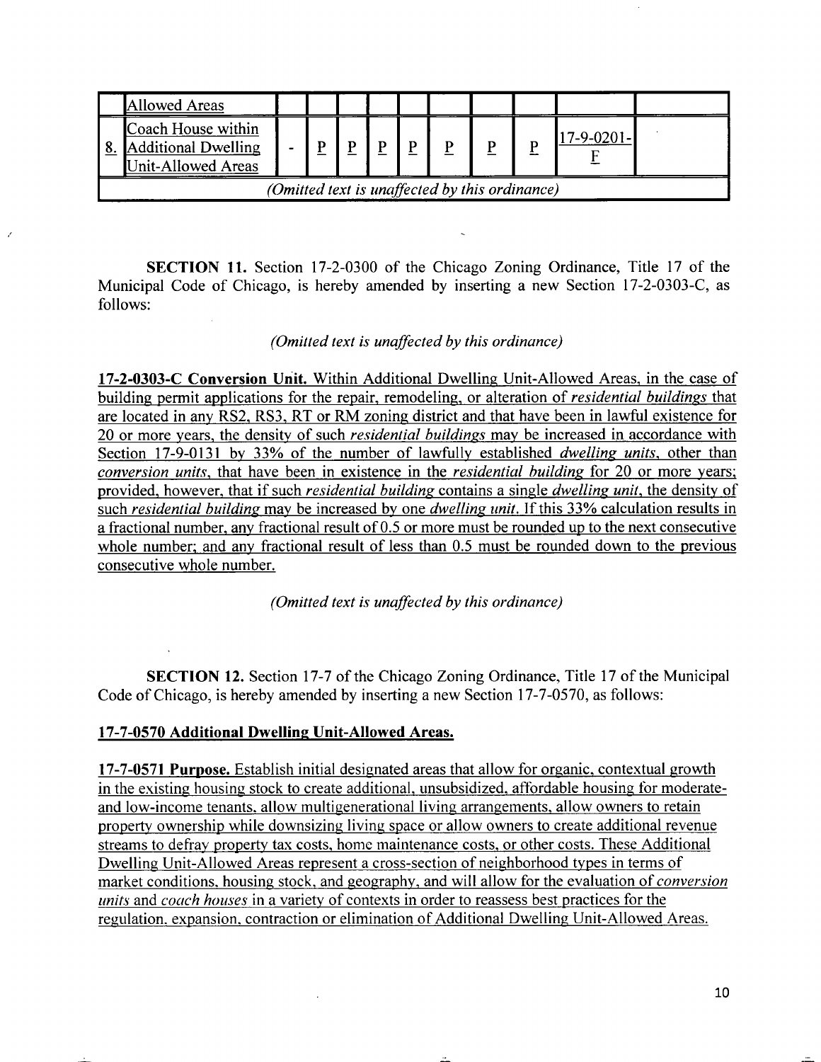| | Allowed Areas | | | | | | | | | | |
|---|---|---|---|---|---|---|---|---|---|---|---|
| 8. | Coach House within Additional Dwelling Unit-Allowed Areas | - | P | P | P | P | P | P | P | 17-9-0201-F | |
| *(Omitted text is unaffected by this ordinance)* | | | | | | | | | | | |

**SECTION 11.** Section 17-2-0300 of the Chicago Zoning Ordinance, Title 17 of the Municipal Code of Chicago, is hereby amended by inserting a new Section 17-2-0303-C, as follows:

*(Omitted text is unaffected by this ordinance)*

**17-2-0303-C Conversion Unit.** Within Additional Dwelling Unit-Allowed Areas, in the case of building permit applications for the repair, remodeling, or alteration of *residential buildings* that are located in any RS2, RS3, RT or RM zoning district and that have been in lawful existence for 20 or more years, the density of such *residential buildings* may be increased in accordance with Section 17-9-0131 by 33% of the number of lawfully established *dwelling units*, other than *conversion units*, that have been in existence in the *residential building* for 20 or more years; provided, however, that if such *residential building* contains a single *dwelling unit*, the density of such *residential building* may be increased by one *dwelling unit*. If this 33% calculation results in a fractional number, any fractional result of 0.5 or more must be rounded up to the next consecutive whole number; and any fractional result of less than 0.5 must be rounded down to the previous consecutive whole number.

*(Omitted text is unaffected by this ordinance)*

**SECTION 12.** Section 17-7 of the Chicago Zoning Ordinance, Title 17 of the Municipal Code of Chicago, is hereby amended by inserting a new Section 17-7-0570, as follows:

**17-7-0570 Additional Dwelling Unit-Allowed Areas.**

**17-7-0571 Purpose.** Establish initial designated areas that allow for organic, contextual growth in the existing housing stock to create additional, unsubsidized, affordable housing for moderate- and low-income tenants, allow multigenerational living arrangements, allow owners to retain property ownership while downsizing living space or allow owners to create additional revenue streams to defray property tax costs, home maintenance costs, or other costs. These Additional Dwelling Unit-Allowed Areas represent a cross-section of neighborhood types in terms of market conditions, housing stock, and geography, and will allow for the evaluation of *conversion units* and *coach houses* in a variety of contexts in order to reassess best practices for the regulation, expansion, contraction or elimination of Additional Dwelling Unit-Allowed Areas.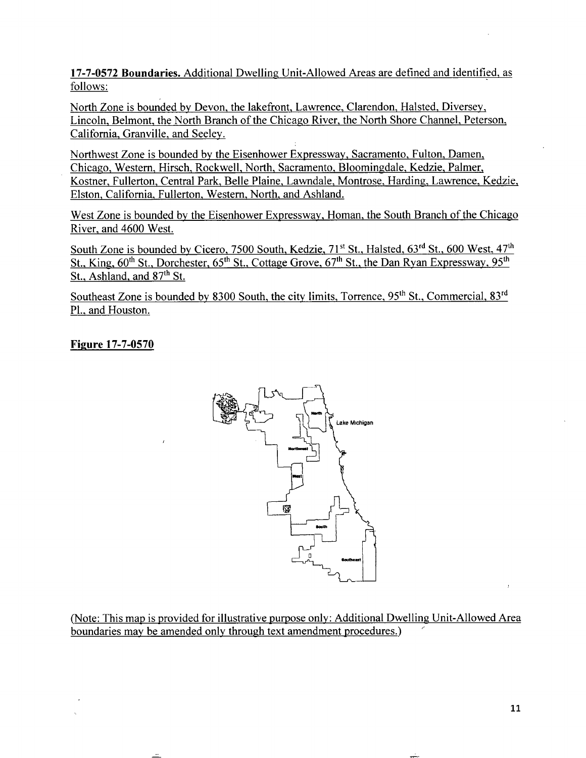**17-7-0572 Boundaries.** Additional Dwelling Unit-Allowed Areas are defined and identified, as follows:

North Zone is bounded by Devon, the lakefront, Lawrence, Clarendon, Halsted, Diversey, Lincoln, Belmont, the North Branch of the Chicago River, the North Shore Channel, Peterson, California, Granville, and Seeley.

Northwest Zone is bounded by the Eisenhower Expressway, Sacramento, Fulton, Damen, Chicago, Western, Hirsch, Rockwell, North, Sacramento, Bloomingdale, Kedzie, Palmer, Kostner, Fullerton, Central Park, Belle Plaine, Lawndale, Montrose, Harding, Lawrence, Kedzie, Elston, California, Fullerton, Western, North, and Ashland.

West Zone is bounded by the Eisenhower Expressway, Homan, the South Branch of the Chicago River, and 4600 West.

South Zone is bounded by Cicero, 7500 South, Kedzie, 71st St., Halsted, 63rd St., 600 West, 47th St., King, 60th St., Dorchester, 65th St., Cottage Grove, 67th St., the Dan Ryan Expressway, 95th St., Ashland, and 87th St.

Southeast Zone is bounded by 8300 South, the city limits, Torrence, 95th St., Commercial, 83rd Pl., and Houston.

**Figure 17-7-0570**

(Note: This map is provided for illustrative purpose only: Additional Dwelling Unit-Allowed Area boundaries may be amended only through text amendment procedures.)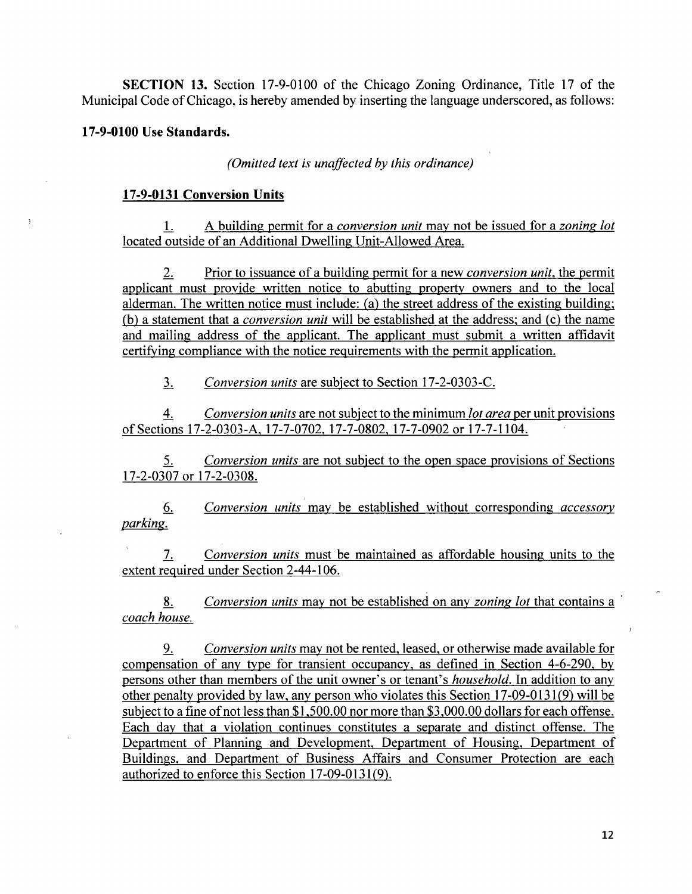**SECTION 13.** Section 17-9-0100 of the Chicago Zoning Ordinance, Title 17 of the Municipal Code of Chicago, is hereby amended by inserting the language underscored, as follows:

**17-9-0100 Use Standards.**

*(Omitted text is unaffected by this ordinance)*

**17-9-0131 Conversion Units**

1. A building permit for a *conversion unit* may not be issued for a *zoning lot* located outside of an Additional Dwelling Unit-Allowed Area.

2. Prior to issuance of a building permit for a new *conversion unit*, the permit applicant must provide written notice to abutting property owners and to the local alderman. The written notice must include: (a) the street address of the existing building; (b) a statement that a *conversion unit* will be established at the address; and (c) the name and mailing address of the applicant. The applicant must submit a written affidavit certifying compliance with the notice requirements with the permit application.

3. *Conversion units* are subject to Section 17-2-0303-C.

4. *Conversion units* are not subject to the minimum *lot area* per unit provisions of Sections 17-2-0303-A, 17-7-0702, 17-7-0802, 17-7-0902 or 17-7-1104.

5. *Conversion units* are not subject to the open space provisions of Sections 17-2-0307 or 17-2-0308.

6. *Conversion units* may be established without corresponding *accessory parking*.

7. *Conversion units* must be maintained as affordable housing units to the extent required under Section 2-44-106.

8. *Conversion units* may not be established on any *zoning lot* that contains a *coach house*.

9. *Conversion units* may not be rented, leased, or otherwise made available for compensation of any type for transient occupancy, as defined in Section 4-6-290, by persons other than members of the unit owner's or tenant's *household*. In addition to any other penalty provided by law, any person who violates this Section 17-09-0131(9) will be subject to a fine of not less than $1,500.00 nor more than $3,000.00 dollars for each offense. Each day that a violation continues constitutes a separate and distinct offense. The Department of Planning and Development, Department of Housing, Department of Buildings, and Department of Business Affairs and Consumer Protection are each authorized to enforce this Section 17-09-0131(9).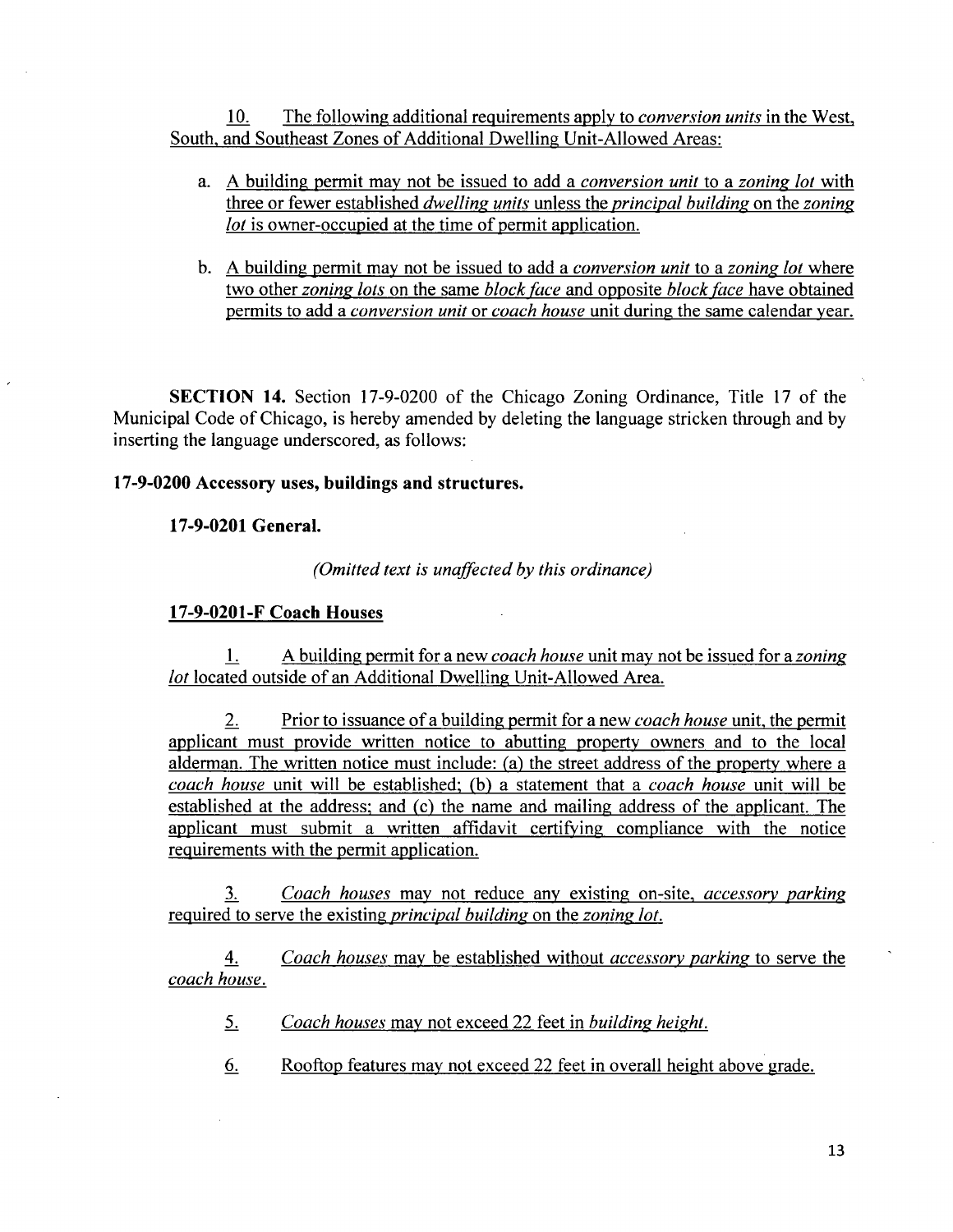10. The following additional requirements apply to *conversion units* in the West, South, and Southeast Zones of Additional Dwelling Unit-Allowed Areas:

a. A building permit may not be issued to add a *conversion unit* to a *zoning lot* with three or fewer established *dwelling units* unless the *principal building* on the *zoning lot* is owner-occupied at the time of permit application.

b. A building permit may not be issued to add a *conversion unit* to a *zoning lot* where two other *zoning lots* on the same *block face* and opposite *block face* have obtained permits to add a *conversion unit* or *coach house* unit during the same calendar year.

**SECTION 14.** Section 17-9-0200 of the Chicago Zoning Ordinance, Title 17 of the Municipal Code of Chicago, is hereby amended by deleting the language stricken through and by inserting the language underscored, as follows:

**17-9-0200 Accessory uses, buildings and structures.**

**17-9-0201 General.**

*(Omitted text is unaffected by this ordinance)*

**17-9-0201-F Coach Houses**

1. A building permit for a new *coach house* unit may not be issued for a *zoning lot* located outside of an Additional Dwelling Unit-Allowed Area.

2. Prior to issuance of a building permit for a new *coach house* unit, the permit applicant must provide written notice to abutting property owners and to the local alderman. The written notice must include: (a) the street address of the property where a *coach house* unit will be established; (b) a statement that a *coach house* unit will be established at the address; and (c) the name and mailing address of the applicant. The applicant must submit a written affidavit certifying compliance with the notice requirements with the permit application.

3. *Coach houses* may not reduce any existing on-site, *accessory parking* required to serve the existing *principal building* on the *zoning lot*.

4. *Coach houses* may be established without *accessory parking* to serve the *coach house*.

5. *Coach houses* may not exceed 22 feet in *building height*.

6. Rooftop features may not exceed 22 feet in overall height above grade.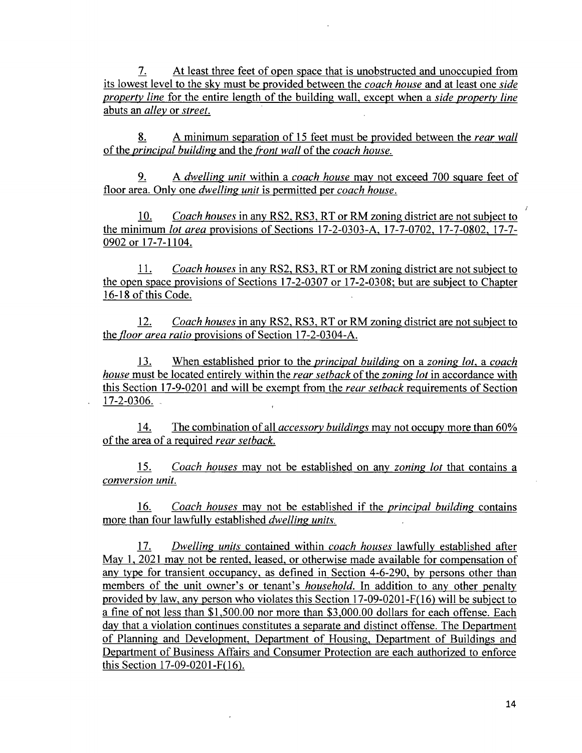7. At least three feet of open space that is unobstructed and unoccupied from its lowest level to the sky must be provided between the *coach house* and at least one *side property line* for the entire length of the building wall, except when a *side property line* abuts an *alley* or *street*.

8. A minimum separation of 15 feet must be provided between the *rear wall* of the *principal building* and the *front wall* of the *coach house*.

9. A *dwelling unit* within a *coach house* may not exceed 700 square feet of floor area. Only one *dwelling unit* is permitted per *coach house*.

10. *Coach houses* in any RS2, RS3, RT or RM zoning district are not subject to the minimum *lot area* provisions of Sections 17-2-0303-A, 17-7-0702, 17-7-0802, 17-7-0902 or 17-7-1104.

11. *Coach houses* in any RS2, RS3, RT or RM zoning district are not subject to the open space provisions of Sections 17-2-0307 or 17-2-0308; but are subject to Chapter 16-18 of this Code.

12. *Coach houses* in any RS2, RS3, RT or RM zoning district are not subject to the *floor area ratio* provisions of Section 17-2-0304-A.

13. When established prior to the *principal building* on a *zoning lot*, a *coach house* must be located entirely within the *rear setback* of the *zoning lot* in accordance with this Section 17-9-0201 and will be exempt from the *rear setback* requirements of Section 17-2-0306.

14. The combination of all *accessory buildings* may not occupy more than 60% of the area of a required *rear setback*.

15. *Coach houses* may not be established on any *zoning lot* that contains a *conversion unit*.

16. *Coach houses* may not be established if the *principal building* contains more than four lawfully established *dwelling units*.

17. *Dwelling units* contained within *coach houses* lawfully established after May 1, 2021 may not be rented, leased, or otherwise made available for compensation of any type for transient occupancy, as defined in Section 4-6-290, by persons other than members of the unit owner's or tenant's *household*. In addition to any other penalty provided by law, any person who violates this Section 17-09-0201-F(16) will be subject to a fine of not less than $1,500.00 nor more than $3,000.00 dollars for each offense. Each day that a violation continues constitutes a separate and distinct offense. The Department of Planning and Development, Department of Housing, Department of Buildings and Department of Business Affairs and Consumer Protection are each authorized to enforce this Section 17-09-0201-F(16).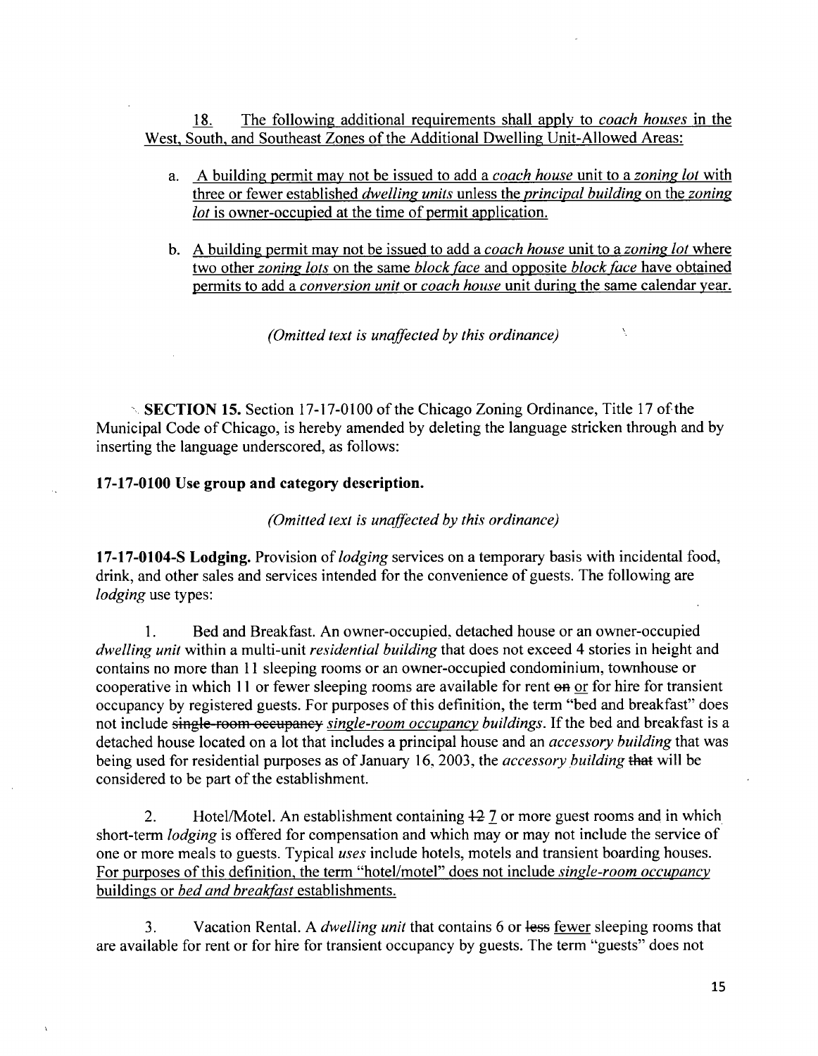18. The following additional requirements shall apply to *coach houses* in the West, South, and Southeast Zones of the Additional Dwelling Unit-Allowed Areas:

a. A building permit may not be issued to add a *coach house* unit to a *zoning lot* with three or fewer established *dwelling units* unless the *principal building* on the *zoning lot* is owner-occupied at the time of permit application.

b. A building permit may not be issued to add a *coach house* unit to a *zoning lot* where two other *zoning lots* on the same *block face* and opposite *block face* have obtained permits to add a *conversion unit* or *coach house* unit during the same calendar year.

*(Omitted text is unaffected by this ordinance)*

**SECTION 15.** Section 17-17-0100 of the Chicago Zoning Ordinance, Title 17 of the Municipal Code of Chicago, is hereby amended by deleting the language stricken through and by inserting the language underscored, as follows:

**17-17-0100 Use group and category description.**

*(Omitted text is unaffected by this ordinance)*

**17-17-0104-S Lodging.** Provision of *lodging* services on a temporary basis with incidental food, drink, and other sales and services intended for the convenience of guests. The following are *lodging* use types:

1. Bed and Breakfast. An owner-occupied, detached house or an owner-occupied *dwelling unit* within a multi-unit *residential building* that does not exceed 4 stories in height and contains no more than 11 sleeping rooms or an owner-occupied condominium, townhouse or cooperative in which 11 or fewer sleeping rooms are available for rent ~~on~~ or for hire for transient occupancy by registered guests. For purposes of this definition, the term "bed and breakfast" does not include ~~single-room occupancy~~ *single-room occupancy buildings*. If the bed and breakfast is a detached house located on a lot that includes a principal house and an *accessory building* that was being used for residential purposes as of January 16, 2003, the *accessory building* ~~that~~ will be considered to be part of the establishment.

2. Hotel/Motel. An establishment containing ~~12~~ 7 or more guest rooms and in which short-term *lodging* is offered for compensation and which may or may not include the service of one or more meals to guests. Typical *uses* include hotels, motels and transient boarding houses. For purposes of this definition, the term "hotel/motel" does not include *single-room occupancy* buildings or *bed and breakfast* establishments.

3. Vacation Rental. A *dwelling unit* that contains 6 or ~~less~~ fewer sleeping rooms that are available for rent or for hire for transient occupancy by guests. The term "guests" does not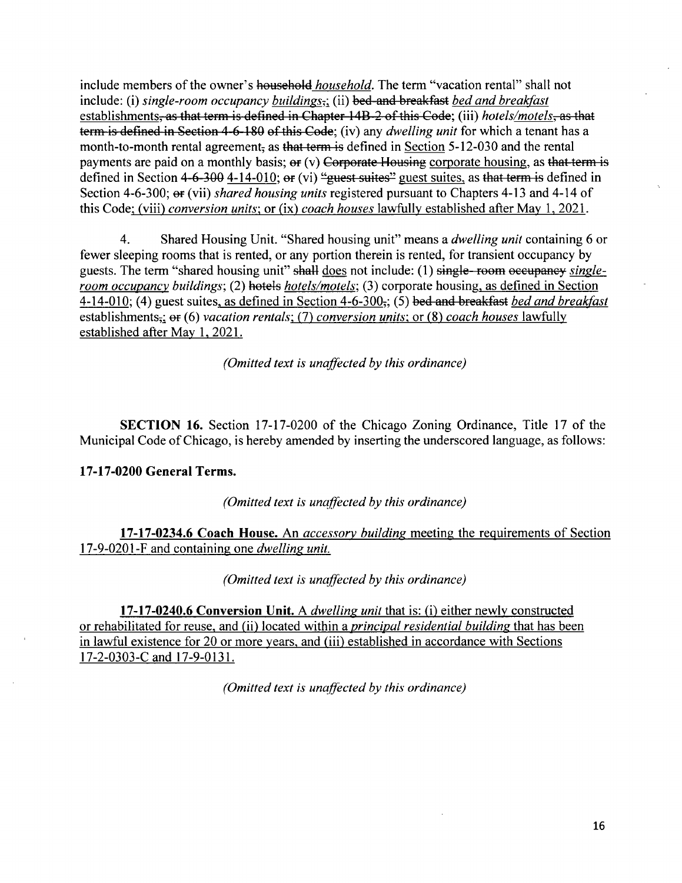include members of the owner's ~~household~~ *household*. The term "vacation rental" shall not include: (i) *single-room occupancy buildings*~~,~~; (ii) ~~bed-and-breakfast~~ *bed and breakfast* establishments~~, as that term is defined in Chapter 14B-2 of this Code~~; (iii) *hotels/motels*~~, as that term is defined in Section 4-6-180 of this Code~~; (iv) any *dwelling unit* for which a tenant has a month-to-month rental agreement~~,~~ as ~~that term is~~ defined in Section 5-12-030 and the rental payments are paid on a monthly basis; ~~or~~ (v) ~~Corporate Housing~~ corporate housing, as ~~that term is~~ defined in Section ~~4-6-300~~ 4-14-010; ~~or~~ (vi) ~~"guest suites"~~ guest suites, as ~~that term is~~ defined in Section 4-6-300; ~~or~~ (vii) *shared housing units* registered pursuant to Chapters 4-13 and 4-14 of this Code; (viii) *conversion units*; or (ix) *coach houses* lawfully established after May 1, 2021.

4. Shared Housing Unit. "Shared housing unit" means a *dwelling unit* containing 6 or fewer sleeping rooms that is rented, or any portion therein is rented, for transient occupancy by guests. The term "shared housing unit" ~~shall~~ does not include: (1) ~~single- room occupancy~~ *single-room occupancy buildings*; (2) ~~hotels~~ *hotels/motels*; (3) corporate housing, as defined in Section 4-14-010; (4) guest suites, as defined in Section 4-6-300~~,~~; (5) ~~bed and breakfast~~ *bed and breakfast* establishments~~,~~; ~~or~~ (6) *vacation rentals*; (7) *conversion units*; or (8) *coach houses* lawfully established after May 1, 2021.

*(Omitted text is unaffected by this ordinance)*

**SECTION 16.** Section 17-17-0200 of the Chicago Zoning Ordinance, Title 17 of the Municipal Code of Chicago, is hereby amended by inserting the underscored language, as follows:

**17-17-0200 General Terms.**

*(Omitted text is unaffected by this ordinance)*

**17-17-0234.6 Coach House.** An *accessory building* meeting the requirements of Section 17-9-0201-F and containing one *dwelling unit*.

*(Omitted text is unaffected by this ordinance)*

**17-17-0240.6 Conversion Unit.** A *dwelling unit* that is: (i) either newly constructed or rehabilitated for reuse, and (ii) located within a *principal residential building* that has been in lawful existence for 20 or more years, and (iii) established in accordance with Sections 17-2-0303-C and 17-9-0131.

*(Omitted text is unaffected by this ordinance)*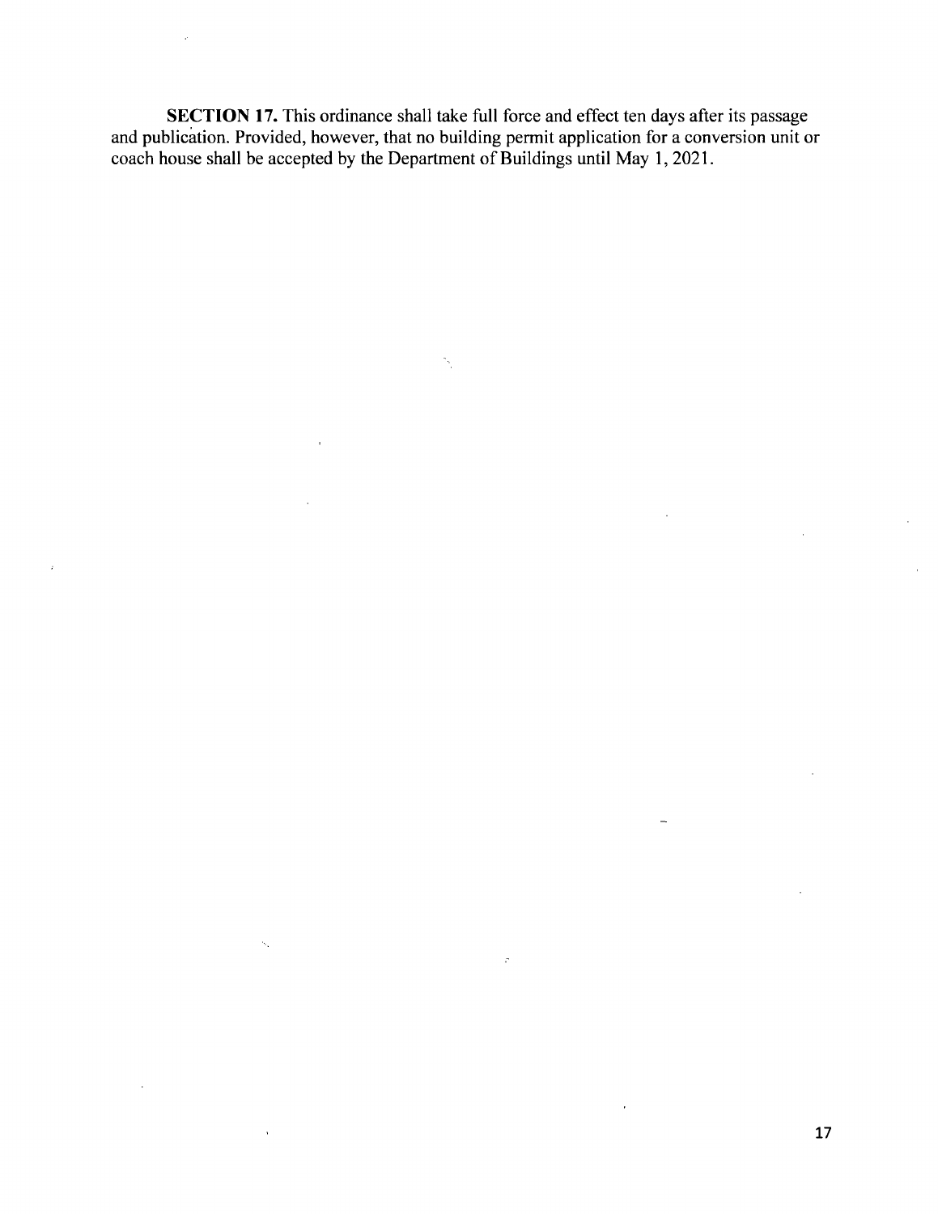**SECTION 17.** This ordinance shall take full force and effect ten days after its passage and publication. Provided, however, that no building permit application for a conversion unit or coach house shall be accepted by the Department of Buildings until May 1, 2021.